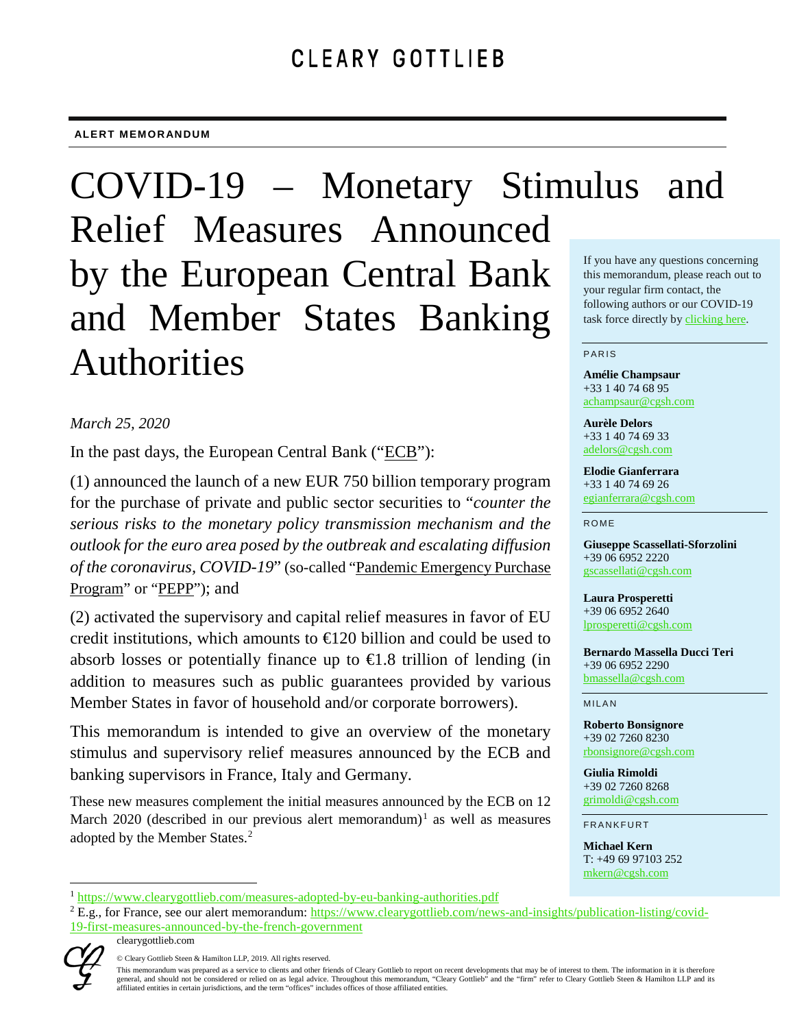CLEARY GOTTLIEB

**ALERT MEMORANDUM**

# COVID-19 – Monetary Stimulus and Relief Measures Announced by the European Central Bank and Member States Banking Authorities

*March 25, 2020*

In the past days, the European Central Bank ("ECB"):

(1) announced the launch of a new EUR 750 billion temporary program for the purchase of private and public sector securities to "*counter the serious risks to the monetary policy transmission mechanism and the outlook for the euro area posed by the outbreak and escalating diffusion of the coronavirus, COVID-19*" (so-called "Pandemic Emergency Purchase Program" or "PEPP"); and

(2) activated the supervisory and capital relief measures in favor of EU credit institutions, which amounts to €120 billion and could be used to absorb losses or potentially finance up to €1.8 trillion of lending (in addition to measures such as public guarantees provided by various Member States in favor of household and/or corporate borrowers).

This memorandum is intended to give an overview of the monetary stimulus and supervisory relief measures announced by the ECB and banking supervisors in France, Italy and Germany.

These new measures complement the initial measures announced by the ECB on 12 March 2020 (described in our previous alert memorandum)[1] as well as measures adopted by the Member States.[2]

If you have any questions concerning this memorandum, please reach out to your regular firm contact, the following authors or our COVID-19 task force directly by clicking here.

PARIS

**Amélie Champsaur**
+33 1 40 74 68 95
achampsaur@cgsh.com

**Aurèle Delors**
+33 1 40 74 69 33
adelors@cgsh.com

**Elodie Gianferrara**
+33 1 40 74 69 26
egianferrara@cgsh.com

ROME

**Giuseppe Scassellati-Sforzolini**
+39 06 6952 2220
gscassellati@cgsh.com

**Laura Prosperetti**
+39 06 6952 2640
lprosperetti@cgsh.com

**Bernardo Massella Ducci Teri**
+39 06 6952 2290
bmassella@cgsh.com

MILAN

**Roberto Bonsignore**
+39 02 7260 8230
rbonsignore@cgsh.com

**Giulia Rimoldi**
+39 02 7260 8268
grimoldi@cgsh.com

FRANKFURT

**Michael Kern**
T: +49 69 97103 252
mkern@cgsh.com

[1] https://www.clearygottlieb.com/measures-adopted-by-eu-banking-authorities.pdf

[2] E.g., for France, see our alert memorandum: https://www.clearygottlieb.com/news-and-insights/publication-listing/covid-19-first-measures-announced-by-the-french-government

clearygottlieb.com

© Cleary Gottlieb Steen & Hamilton LLP, 2019. All rights reserved.
This memorandum was prepared as a service to clients and other friends of Cleary Gottlieb to report on recent developments that may be of interest to them. The information in it is therefore general, and should not be considered or relied on as legal advice. Throughout this memorandum, "Cleary Gottlieb" and the "firm" refer to Cleary Gottlieb Steen & Hamilton LLP and its affiliated entities in certain jurisdictions, and the term "offices" includes offices of those affiliated entities.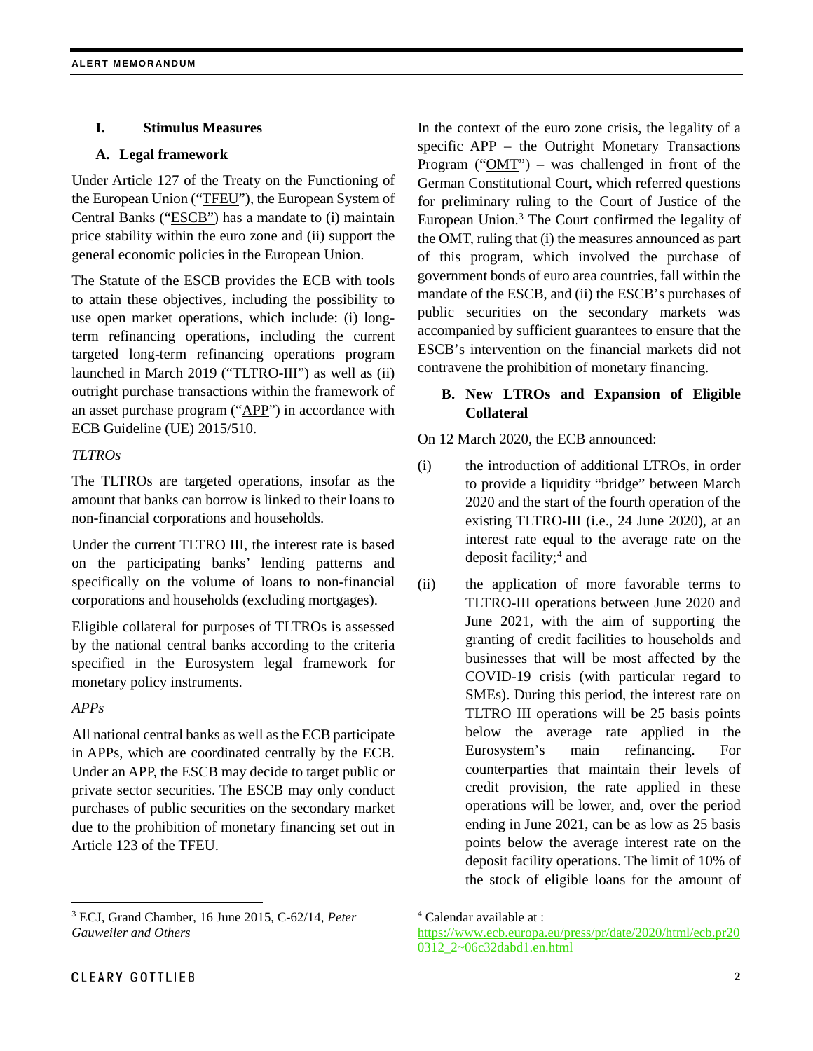## I. Stimulus Measures

### A. Legal framework

Under Article 127 of the Treaty on the Functioning of the European Union ("TFEU"), the European System of Central Banks ("ESCB") has a mandate to (i) maintain price stability within the euro zone and (ii) support the general economic policies in the European Union.

The Statute of the ESCB provides the ECB with tools to attain these objectives, including the possibility to use open market operations, which include: (i) long-term refinancing operations, including the current targeted long-term refinancing operations program launched in March 2019 ("TLTRO-III") as well as (ii) outright purchase transactions within the framework of an asset purchase program ("APP") in accordance with ECB Guideline (UE) 2015/510.

*TLTROs*

The TLTROs are targeted operations, insofar as the amount that banks can borrow is linked to their loans to non-financial corporations and households.

Under the current TLTRO III, the interest rate is based on the participating banks' lending patterns and specifically on the volume of loans to non-financial corporations and households (excluding mortgages).

Eligible collateral for purposes of TLTROs is assessed by the national central banks according to the criteria specified in the Eurosystem legal framework for monetary policy instruments.

*APPs*

All national central banks as well as the ECB participate in APPs, which are coordinated centrally by the ECB. Under an APP, the ESCB may decide to target public or private sector securities. The ESCB may only conduct purchases of public securities on the secondary market due to the prohibition of monetary financing set out in Article 123 of the TFEU.

In the context of the euro zone crisis, the legality of a specific APP – the Outright Monetary Transactions Program ("OMT") – was challenged in front of the German Constitutional Court, which referred questions for preliminary ruling to the Court of Justice of the European Union.[3] The Court confirmed the legality of the OMT, ruling that (i) the measures announced as part of this program, which involved the purchase of government bonds of euro area countries, fall within the mandate of the ESCB, and (ii) the ESCB's purchases of public securities on the secondary markets was accompanied by sufficient guarantees to ensure that the ESCB's intervention on the financial markets did not contravene the prohibition of monetary financing.

### B. New LTROs and Expansion of Eligible Collateral

On 12 March 2020, the ECB announced:

(i) the introduction of additional LTROs, in order to provide a liquidity "bridge" between March 2020 and the start of the fourth operation of the existing TLTRO-III (i.e., 24 June 2020), at an interest rate equal to the average rate on the deposit facility;[4] and

(ii) the application of more favorable terms to TLTRO-III operations between June 2020 and June 2021, with the aim of supporting the granting of credit facilities to households and businesses that will be most affected by the COVID-19 crisis (with particular regard to SMEs). During this period, the interest rate on TLTRO III operations will be 25 basis points below the average rate applied in the Eurosystem's main refinancing. For counterparties that maintain their levels of credit provision, the rate applied in these operations will be lower, and, over the period ending in June 2021, can be as low as 25 basis points below the average interest rate on the deposit facility operations. The limit of 10% of the stock of eligible loans for the amount of

---

[3] ECJ, Grand Chamber, 16 June 2015, C-62/14, *Peter Gauweiler and Others*

[4] Calendar available at : https://www.ecb.europa.eu/press/pr/date/2020/html/ecb.pr200312_2~06c32dabd1.en.html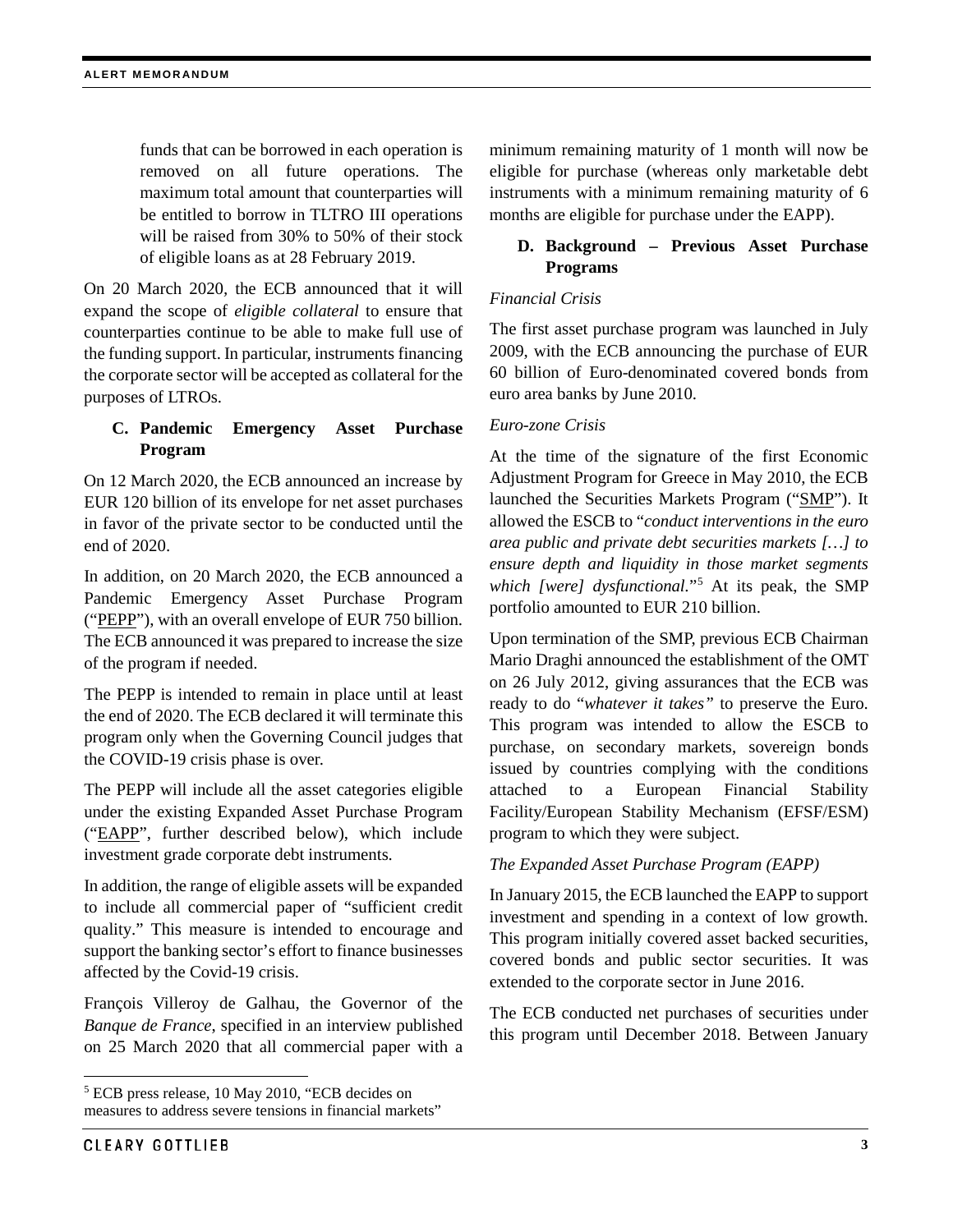funds that can be borrowed in each operation is removed on all future operations. The maximum total amount that counterparties will be entitled to borrow in TLTRO III operations will be raised from 30% to 50% of their stock of eligible loans as at 28 February 2019.

On 20 March 2020, the ECB announced that it will expand the scope of *eligible collateral* to ensure that counterparties continue to be able to make full use of the funding support. In particular, instruments financing the corporate sector will be accepted as collateral for the purposes of LTROs.

### C. Pandemic Emergency Asset Purchase Program

On 12 March 2020, the ECB announced an increase by EUR 120 billion of its envelope for net asset purchases in favor of the private sector to be conducted until the end of 2020.

In addition, on 20 March 2020, the ECB announced a Pandemic Emergency Asset Purchase Program ("PEPP"), with an overall envelope of EUR 750 billion. The ECB announced it was prepared to increase the size of the program if needed.

The PEPP is intended to remain in place until at least the end of 2020. The ECB declared it will terminate this program only when the Governing Council judges that the COVID-19 crisis phase is over.

The PEPP will include all the asset categories eligible under the existing Expanded Asset Purchase Program ("EAPP", further described below), which include investment grade corporate debt instruments.

In addition, the range of eligible assets will be expanded to include all commercial paper of "sufficient credit quality." This measure is intended to encourage and support the banking sector's effort to finance businesses affected by the Covid-19 crisis.

François Villeroy de Galhau, the Governor of the *Banque de France*, specified in an interview published on 25 March 2020 that all commercial paper with a minimum remaining maturity of 1 month will now be eligible for purchase (whereas only marketable debt instruments with a minimum remaining maturity of 6 months are eligible for purchase under the EAPP).

### D. Background – Previous Asset Purchase Programs

*Financial Crisis*

The first asset purchase program was launched in July 2009, with the ECB announcing the purchase of EUR 60 billion of Euro-denominated covered bonds from euro area banks by June 2010.

*Euro-zone Crisis*

At the time of the signature of the first Economic Adjustment Program for Greece in May 2010, the ECB launched the Securities Markets Program ("SMP"). It allowed the ESCB to "*conduct interventions in the euro area public and private debt securities markets […] to ensure depth and liquidity in those market segments which [were] dysfunctional.*"[5] At its peak, the SMP portfolio amounted to EUR 210 billion.

Upon termination of the SMP, previous ECB Chairman Mario Draghi announced the establishment of the OMT on 26 July 2012, giving assurances that the ECB was ready to do "*whatever it takes"* to preserve the Euro. This program was intended to allow the ESCB to purchase, on secondary markets, sovereign bonds issued by countries complying with the conditions attached to a European Financial Stability Facility/European Stability Mechanism (EFSF/ESM) program to which they were subject.

*The Expanded Asset Purchase Program (EAPP)*

In January 2015, the ECB launched the EAPP to support investment and spending in a context of low growth. This program initially covered asset backed securities, covered bonds and public sector securities. It was extended to the corporate sector in June 2016.

The ECB conducted net purchases of securities under this program until December 2018. Between January

[5] ECB press release, 10 May 2010, "ECB decides on measures to address severe tensions in financial markets"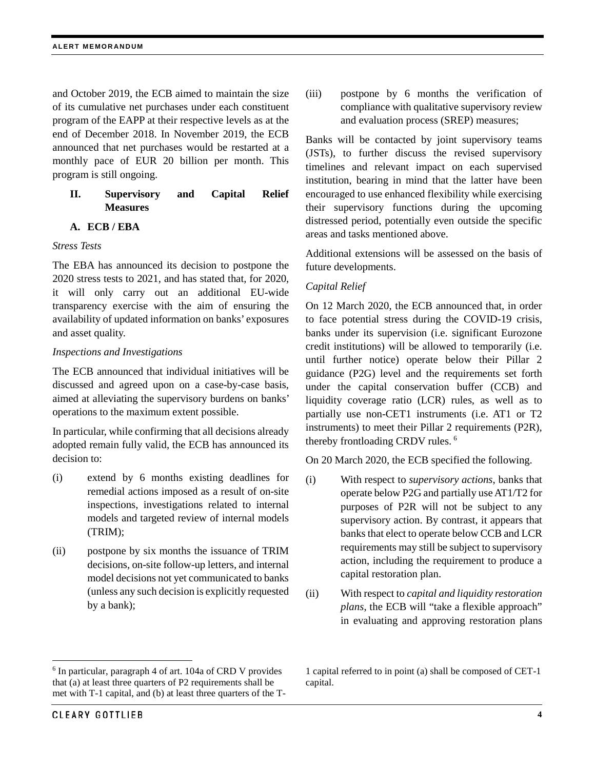and October 2019, the ECB aimed to maintain the size of its cumulative net purchases under each constituent program of the EAPP at their respective levels as at the end of December 2018. In November 2019, the ECB announced that net purchases would be restarted at a monthly pace of EUR 20 billion per month. This program is still ongoing.

## II. Supervisory and Capital Relief Measures

### A. ECB / EBA

*Stress Tests*

The EBA has announced its decision to postpone the 2020 stress tests to 2021, and has stated that, for 2020, it will only carry out an additional EU-wide transparency exercise with the aim of ensuring the availability of updated information on banks' exposures and asset quality.

*Inspections and Investigations*

The ECB announced that individual initiatives will be discussed and agreed upon on a case-by-case basis, aimed at alleviating the supervisory burdens on banks' operations to the maximum extent possible.

In particular, while confirming that all decisions already adopted remain fully valid, the ECB has announced its decision to:

(i) extend by 6 months existing deadlines for remedial actions imposed as a result of on-site inspections, investigations related to internal models and targeted review of internal models (TRIM);

(ii) postpone by six months the issuance of TRIM decisions, on-site follow-up letters, and internal model decisions not yet communicated to banks (unless any such decision is explicitly requested by a bank);

(iii) postpone by 6 months the verification of compliance with qualitative supervisory review and evaluation process (SREP) measures;

Banks will be contacted by joint supervisory teams (JSTs), to further discuss the revised supervisory timelines and relevant impact on each supervised institution, bearing in mind that the latter have been encouraged to use enhanced flexibility while exercising their supervisory functions during the upcoming distressed period, potentially even outside the specific areas and tasks mentioned above.

Additional extensions will be assessed on the basis of future developments.

*Capital Relief*

On 12 March 2020, the ECB announced that, in order to face potential stress during the COVID-19 crisis, banks under its supervision (i.e. significant Eurozone credit institutions) will be allowed to temporarily (i.e. until further notice) operate below their Pillar 2 guidance (P2G) level and the requirements set forth under the capital conservation buffer (CCB) and liquidity coverage ratio (LCR) rules, as well as to partially use non-CET1 instruments (i.e. AT1 or T2 instruments) to meet their Pillar 2 requirements (P2R), thereby frontloading CRDV rules. [6]

On 20 March 2020, the ECB specified the following.

(i) With respect to *supervisory actions*, banks that operate below P2G and partially use AT1/T2 for purposes of P2R will not be subject to any supervisory action. By contrast, it appears that banks that elect to operate below CCB and LCR requirements may still be subject to supervisory action, including the requirement to produce a capital restoration plan.

(ii) With respect to *capital and liquidity restoration plans*, the ECB will "take a flexible approach" in evaluating and approving restoration plans

---

[6] In particular, paragraph 4 of art. 104a of CRD V provides that (a) at least three quarters of P2 requirements shall be met with T-1 capital, and (b) at least three quarters of the T-1 capital referred to in point (a) shall be composed of CET-1 capital.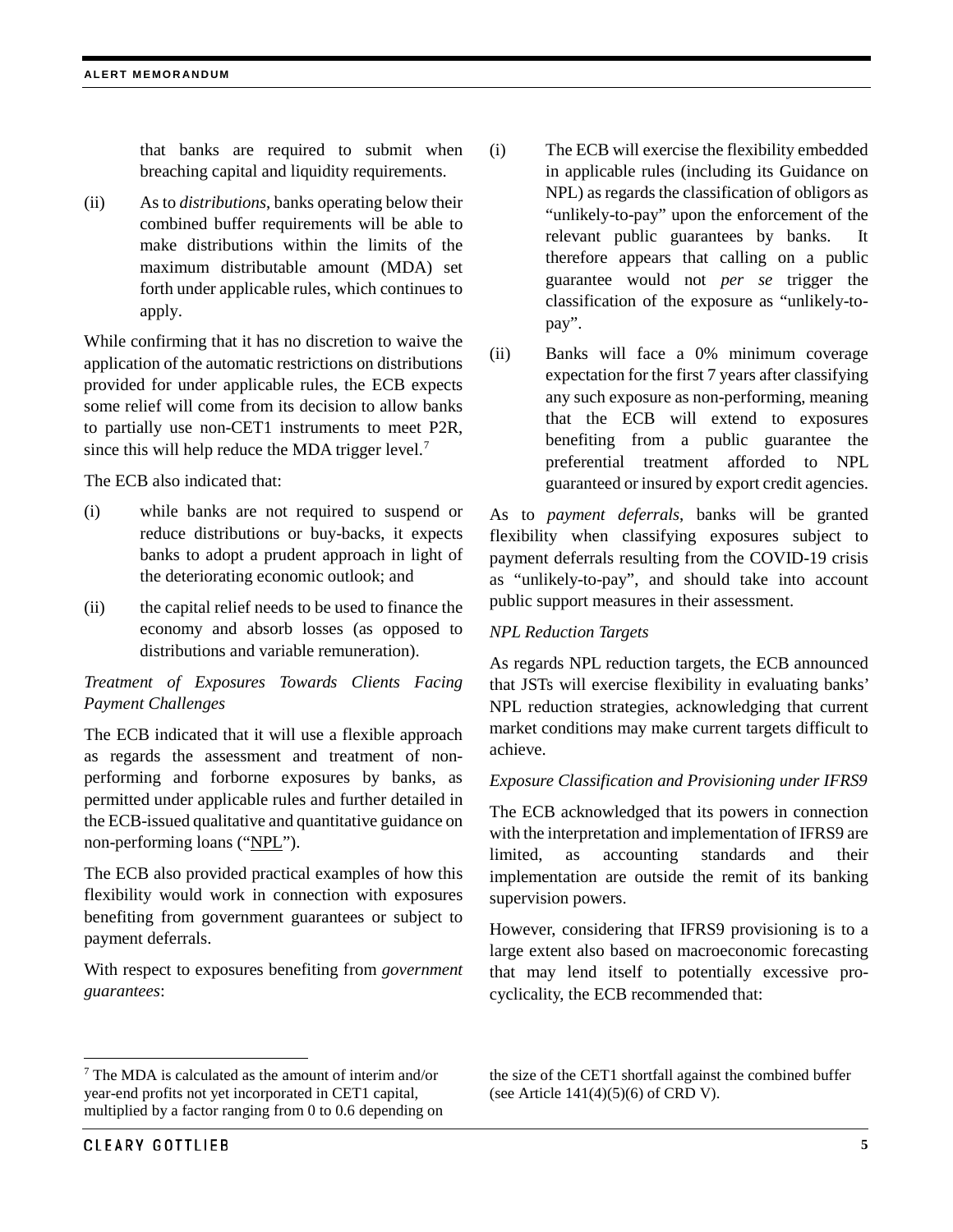that banks are required to submit when breaching capital and liquidity requirements.

(ii) As to *distributions*, banks operating below their combined buffer requirements will be able to make distributions within the limits of the maximum distributable amount (MDA) set forth under applicable rules, which continues to apply.

While confirming that it has no discretion to waive the application of the automatic restrictions on distributions provided for under applicable rules, the ECB expects some relief will come from its decision to allow banks to partially use non-CET1 instruments to meet P2R, since this will help reduce the MDA trigger level.[7]

The ECB also indicated that:

(i) while banks are not required to suspend or reduce distributions or buy-backs, it expects banks to adopt a prudent approach in light of the deteriorating economic outlook; and

(ii) the capital relief needs to be used to finance the economy and absorb losses (as opposed to distributions and variable remuneration).

*Treatment of Exposures Towards Clients Facing Payment Challenges*

The ECB indicated that it will use a flexible approach as regards the assessment and treatment of non-performing and forborne exposures by banks, as permitted under applicable rules and further detailed in the ECB-issued qualitative and quantitative guidance on non-performing loans ("NPL").

The ECB also provided practical examples of how this flexibility would work in connection with exposures benefiting from government guarantees or subject to payment deferrals.

With respect to exposures benefiting from *government guarantees*:

(i) The ECB will exercise the flexibility embedded in applicable rules (including its Guidance on NPL) as regards the classification of obligors as "unlikely-to-pay" upon the enforcement of the relevant public guarantees by banks. It therefore appears that calling on a public guarantee would not *per se* trigger the classification of the exposure as "unlikely-to-pay".

(ii) Banks will face a 0% minimum coverage expectation for the first 7 years after classifying any such exposure as non-performing, meaning that the ECB will extend to exposures benefiting from a public guarantee the preferential treatment afforded to NPL guaranteed or insured by export credit agencies.

As to *payment deferrals*, banks will be granted flexibility when classifying exposures subject to payment deferrals resulting from the COVID-19 crisis as "unlikely-to-pay", and should take into account public support measures in their assessment.

*NPL Reduction Targets*

As regards NPL reduction targets, the ECB announced that JSTs will exercise flexibility in evaluating banks' NPL reduction strategies, acknowledging that current market conditions may make current targets difficult to achieve.

*Exposure Classification and Provisioning under IFRS9*

The ECB acknowledged that its powers in connection with the interpretation and implementation of IFRS9 are limited, as accounting standards and their implementation are outside the remit of its banking supervision powers.

However, considering that IFRS9 provisioning is to a large extent also based on macroeconomic forecasting that may lend itself to potentially excessive pro-cyclicality, the ECB recommended that:

---

[7] The MDA is calculated as the amount of interim and/or year-end profits not yet incorporated in CET1 capital, multiplied by a factor ranging from 0 to 0.6 depending on the size of the CET1 shortfall against the combined buffer (see Article 141(4)(5)(6) of CRD V).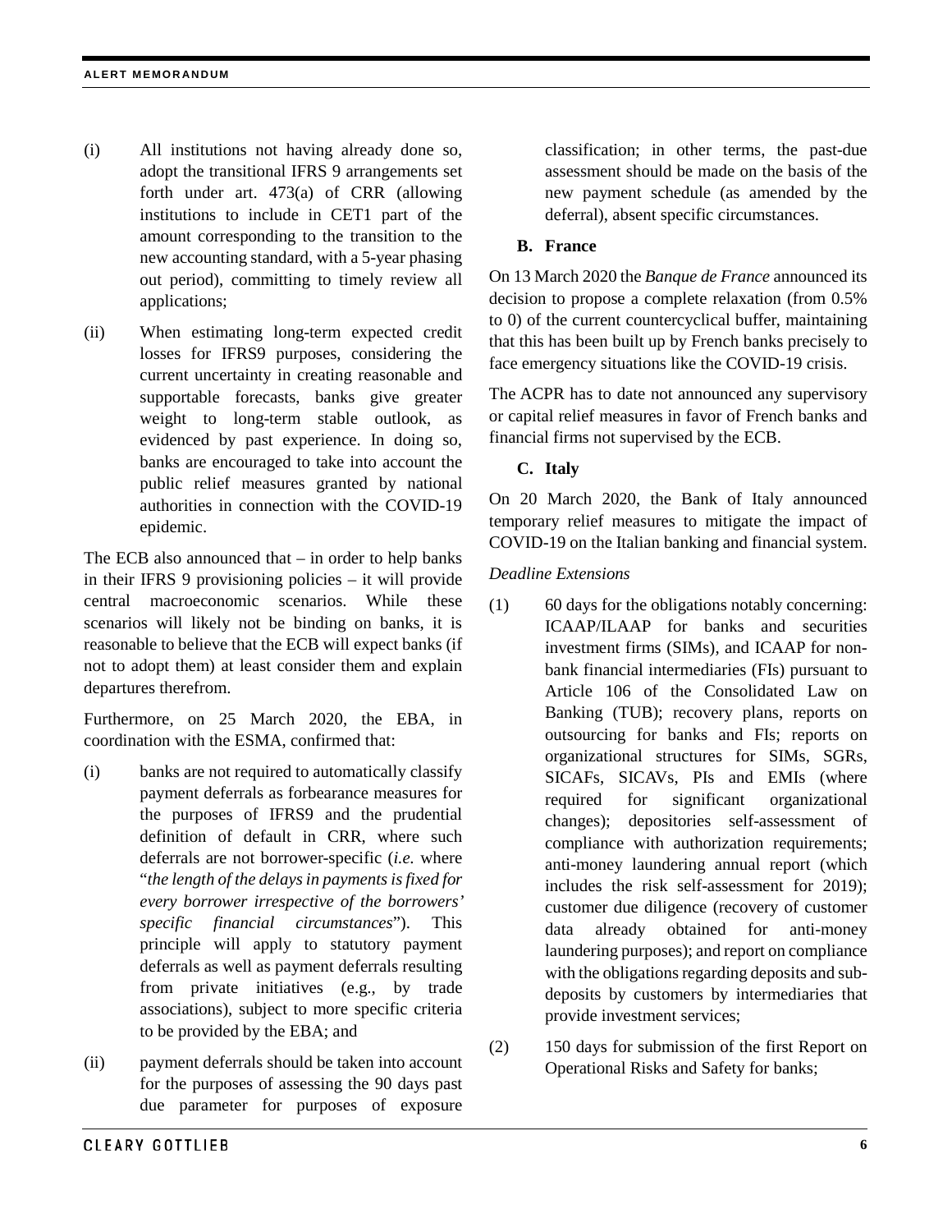(i) All institutions not having already done so, adopt the transitional IFRS 9 arrangements set forth under art. 473(a) of CRR (allowing institutions to include in CET1 part of the amount corresponding to the transition to the new accounting standard, with a 5-year phasing out period), committing to timely review all applications;

(ii) When estimating long-term expected credit losses for IFRS9 purposes, considering the current uncertainty in creating reasonable and supportable forecasts, banks give greater weight to long-term stable outlook, as evidenced by past experience. In doing so, banks are encouraged to take into account the public relief measures granted by national authorities in connection with the COVID-19 epidemic.

The ECB also announced that – in order to help banks in their IFRS 9 provisioning policies – it will provide central macroeconomic scenarios. While these scenarios will likely not be binding on banks, it is reasonable to believe that the ECB will expect banks (if not to adopt them) at least consider them and explain departures therefrom.

Furthermore, on 25 March 2020, the EBA, in coordination with the ESMA, confirmed that:

(i) banks are not required to automatically classify payment deferrals as forbearance measures for the purposes of IFRS9 and the prudential definition of default in CRR, where such deferrals are not borrower-specific (*i.e.* where "*the length of the delays in payments is fixed for every borrower irrespective of the borrowers' specific financial circumstances*"). This principle will apply to statutory payment deferrals as well as payment deferrals resulting from private initiatives (e.g., by trade associations), subject to more specific criteria to be provided by the EBA; and

(ii) payment deferrals should be taken into account for the purposes of assessing the 90 days past due parameter for purposes of exposure classification; in other terms, the past-due assessment should be made on the basis of the new payment schedule (as amended by the deferral), absent specific circumstances.

### B. France

On 13 March 2020 the *Banque de France* announced its decision to propose a complete relaxation (from 0.5% to 0) of the current countercyclical buffer, maintaining that this has been built up by French banks precisely to face emergency situations like the COVID-19 crisis.

The ACPR has to date not announced any supervisory or capital relief measures in favor of French banks and financial firms not supervised by the ECB.

### C. Italy

On 20 March 2020, the Bank of Italy announced temporary relief measures to mitigate the impact of COVID-19 on the Italian banking and financial system.

*Deadline Extensions*

(1) 60 days for the obligations notably concerning: ICAAP/ILAAP for banks and securities investment firms (SIMs), and ICAAP for non-bank financial intermediaries (FIs) pursuant to Article 106 of the Consolidated Law on Banking (TUB); recovery plans, reports on outsourcing for banks and FIs; reports on organizational structures for SIMs, SGRs, SICAFs, SICAVs, PIs and EMIs (where required for significant organizational changes); depositories self-assessment of compliance with authorization requirements; anti-money laundering annual report (which includes the risk self-assessment for 2019); customer due diligence (recovery of customer data already obtained for anti-money laundering purposes); and report on compliance with the obligations regarding deposits and sub-deposits by customers by intermediaries that provide investment services;

(2) 150 days for submission of the first Report on Operational Risks and Safety for banks;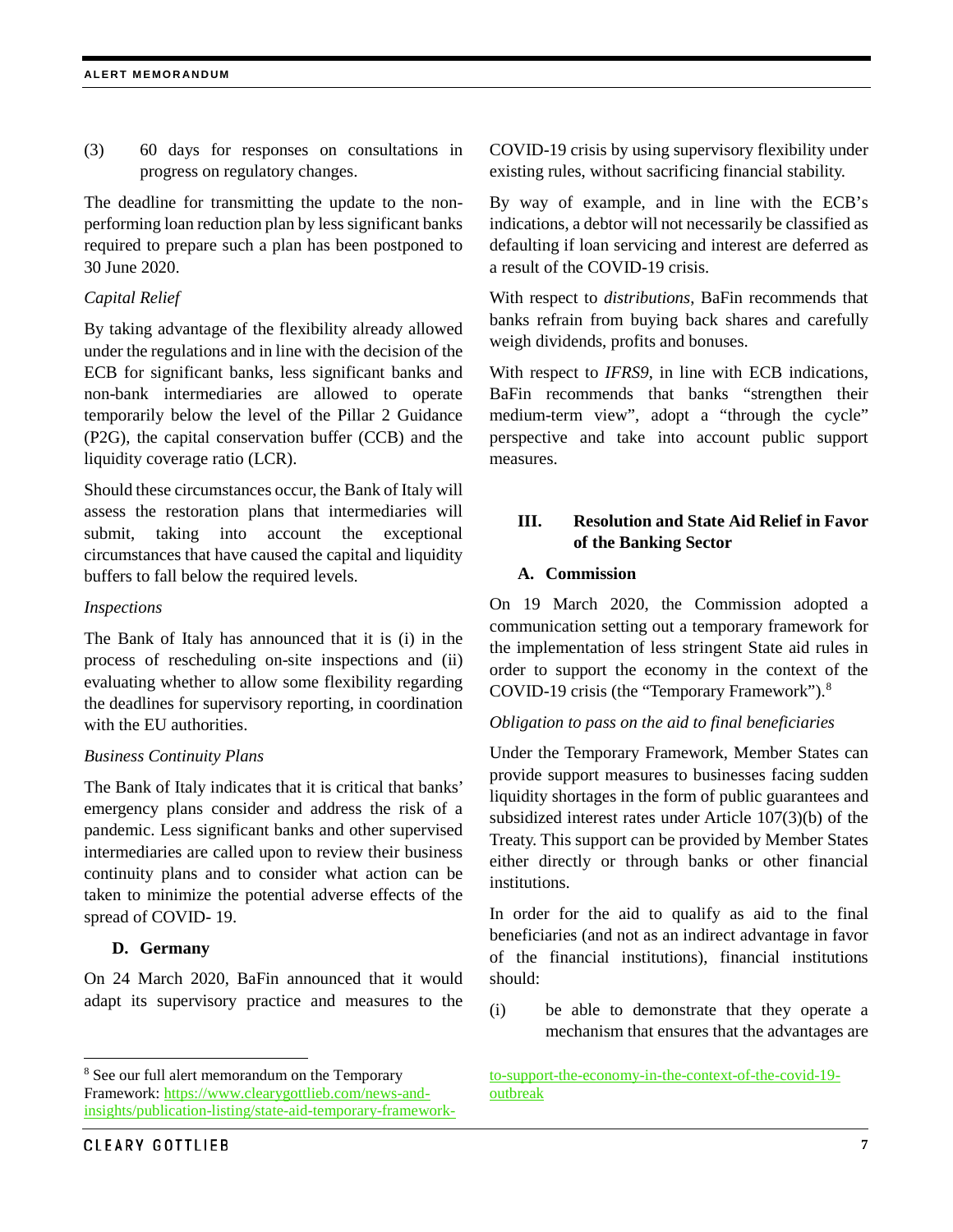(3) 60 days for responses on consultations in progress on regulatory changes.

The deadline for transmitting the update to the non-performing loan reduction plan by less significant banks required to prepare such a plan has been postponed to 30 June 2020.

*Capital Relief*

By taking advantage of the flexibility already allowed under the regulations and in line with the decision of the ECB for significant banks, less significant banks and non-bank intermediaries are allowed to operate temporarily below the level of the Pillar 2 Guidance (P2G), the capital conservation buffer (CCB) and the liquidity coverage ratio (LCR).

Should these circumstances occur, the Bank of Italy will assess the restoration plans that intermediaries will submit, taking into account the exceptional circumstances that have caused the capital and liquidity buffers to fall below the required levels.

*Inspections*

The Bank of Italy has announced that it is (i) in the process of rescheduling on-site inspections and (ii) evaluating whether to allow some flexibility regarding the deadlines for supervisory reporting, in coordination with the EU authorities.

*Business Continuity Plans*

The Bank of Italy indicates that it is critical that banks' emergency plans consider and address the risk of a pandemic. Less significant banks and other supervised intermediaries are called upon to review their business continuity plans and to consider what action can be taken to minimize the potential adverse effects of the spread of COVID- 19.

### D. Germany

On 24 March 2020, BaFin announced that it would adapt its supervisory practice and measures to the COVID-19 crisis by using supervisory flexibility under existing rules, without sacrificing financial stability.

By way of example, and in line with the ECB's indications, a debtor will not necessarily be classified as defaulting if loan servicing and interest are deferred as a result of the COVID-19 crisis.

With respect to *distributions*, BaFin recommends that banks refrain from buying back shares and carefully weigh dividends, profits and bonuses.

With respect to *IFRS9*, in line with ECB indications, BaFin recommends that banks "strengthen their medium-term view", adopt a "through the cycle" perspective and take into account public support measures.

## III. Resolution and State Aid Relief in Favor of the Banking Sector

### A. Commission

On 19 March 2020, the Commission adopted a communication setting out a temporary framework for the implementation of less stringent State aid rules in order to support the economy in the context of the COVID-19 crisis (the "Temporary Framework").[8]

*Obligation to pass on the aid to final beneficiaries*

Under the Temporary Framework, Member States can provide support measures to businesses facing sudden liquidity shortages in the form of public guarantees and subsidized interest rates under Article 107(3)(b) of the Treaty. This support can be provided by Member States either directly or through banks or other financial institutions.

In order for the aid to qualify as aid to the final beneficiaries (and not as an indirect advantage in favor of the financial institutions), financial institutions should:

(i) be able to demonstrate that they operate a mechanism that ensures that the advantages are

---

[8] See our full alert memorandum on the Temporary Framework: https://www.clearygottlieb.com/news-and-insights/publication-listing/state-aid-temporary-framework-to-support-the-economy-in-the-context-of-the-covid-19-outbreak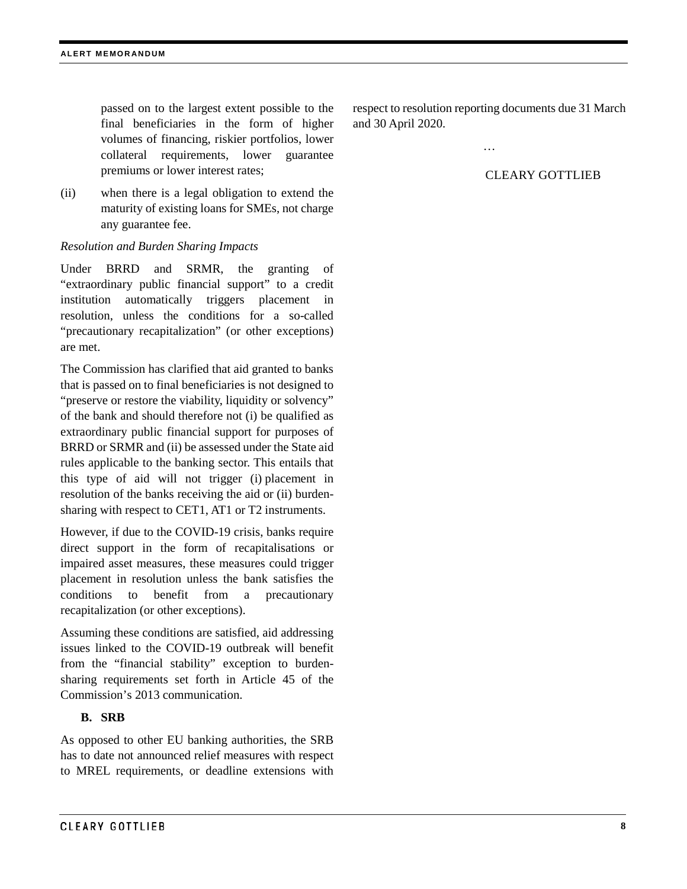passed on to the largest extent possible to the final beneficiaries in the form of higher volumes of financing, riskier portfolios, lower collateral requirements, lower guarantee premiums or lower interest rates;

(ii) when there is a legal obligation to extend the maturity of existing loans for SMEs, not charge any guarantee fee.

*Resolution and Burden Sharing Impacts*

Under BRRD and SRMR, the granting of "extraordinary public financial support" to a credit institution automatically triggers placement in resolution, unless the conditions for a so-called "precautionary recapitalization" (or other exceptions) are met.

The Commission has clarified that aid granted to banks that is passed on to final beneficiaries is not designed to "preserve or restore the viability, liquidity or solvency" of the bank and should therefore not (i) be qualified as extraordinary public financial support for purposes of BRRD or SRMR and (ii) be assessed under the State aid rules applicable to the banking sector. This entails that this type of aid will not trigger (i) placement in resolution of the banks receiving the aid or (ii) burden-sharing with respect to CET1, AT1 or T2 instruments.

However, if due to the COVID-19 crisis, banks require direct support in the form of recapitalisations or impaired asset measures, these measures could trigger placement in resolution unless the bank satisfies the conditions to benefit from a precautionary recapitalization (or other exceptions).

Assuming these conditions are satisfied, aid addressing issues linked to the COVID-19 outbreak will benefit from the "financial stability" exception to burden-sharing requirements set forth in Article 45 of the Commission's 2013 communication.

### B. SRB

As opposed to other EU banking authorities, the SRB has to date not announced relief measures with respect to MREL requirements, or deadline extensions with respect to resolution reporting documents due 31 March and 30 April 2020.

…

CLEARY GOTTLIEB